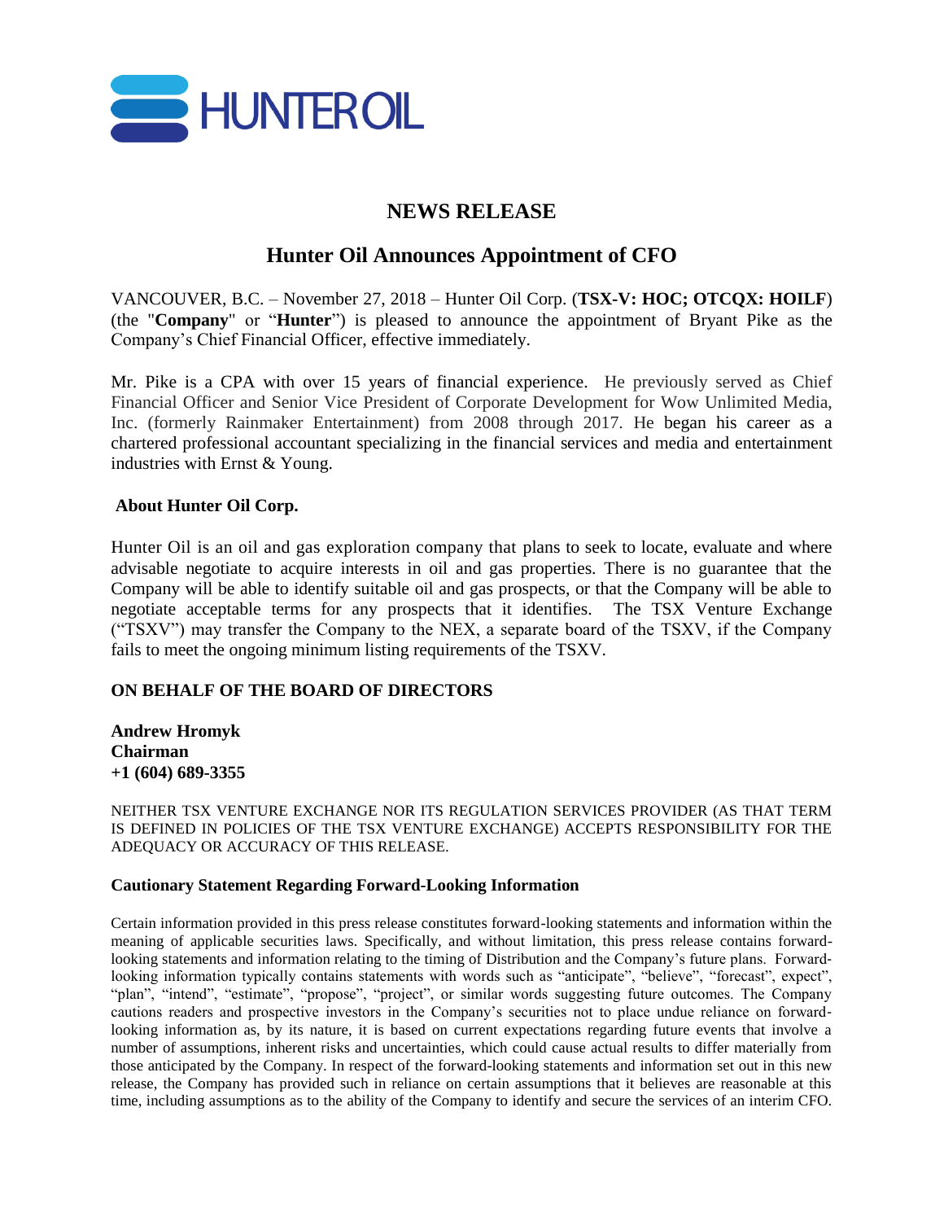HUNTER OIL

# NEWS RELEASE

## Hunter Oil Announces Appointment of CFO

VANCOUVER, B.C. – November 27, 2018 – Hunter Oil Corp. (**TSX-V: HOC; OTCQX: HOILF**) (the "**Company**" or "**Hunter**") is pleased to announce the appointment of Bryant Pike as the Company's Chief Financial Officer, effective immediately.

Mr. Pike is a CPA with over 15 years of financial experience. He previously served as Chief Financial Officer and Senior Vice President of Corporate Development for Wow Unlimited Media, Inc. (formerly Rainmaker Entertainment) from 2008 through 2017. He began his career as a chartered professional accountant specializing in the financial services and media and entertainment industries with Ernst & Young.

### About Hunter Oil Corp.

Hunter Oil is an oil and gas exploration company that plans to seek to locate, evaluate and where advisable negotiate to acquire interests in oil and gas properties. There is no guarantee that the Company will be able to identify suitable oil and gas prospects, or that the Company will be able to negotiate acceptable terms for any prospects that it identifies. The TSX Venture Exchange ("TSXV") may transfer the Company to the NEX, a separate board of the TSXV, if the Company fails to meet the ongoing minimum listing requirements of the TSXV.

**ON BEHALF OF THE BOARD OF DIRECTORS**

**Andrew Hromyk**
**Chairman**
**+1 (604) 689-3355**

NEITHER TSX VENTURE EXCHANGE NOR ITS REGULATION SERVICES PROVIDER (AS THAT TERM IS DEFINED IN POLICIES OF THE TSX VENTURE EXCHANGE) ACCEPTS RESPONSIBILITY FOR THE ADEQUACY OR ACCURACY OF THIS RELEASE.

**Cautionary Statement Regarding Forward-Looking Information**

Certain information provided in this press release constitutes forward-looking statements and information within the meaning of applicable securities laws. Specifically, and without limitation, this press release contains forward-looking statements and information relating to the timing of Distribution and the Company's future plans. Forward-looking information typically contains statements with words such as "anticipate", "believe", "forecast", expect", "plan", "intend", "estimate", "propose", "project", or similar words suggesting future outcomes. The Company cautions readers and prospective investors in the Company's securities not to place undue reliance on forward-looking information as, by its nature, it is based on current expectations regarding future events that involve a number of assumptions, inherent risks and uncertainties, which could cause actual results to differ materially from those anticipated by the Company. In respect of the forward-looking statements and information set out in this new release, the Company has provided such in reliance on certain assumptions that it believes are reasonable at this time, including assumptions as to the ability of the Company to identify and secure the services of an interim CFO.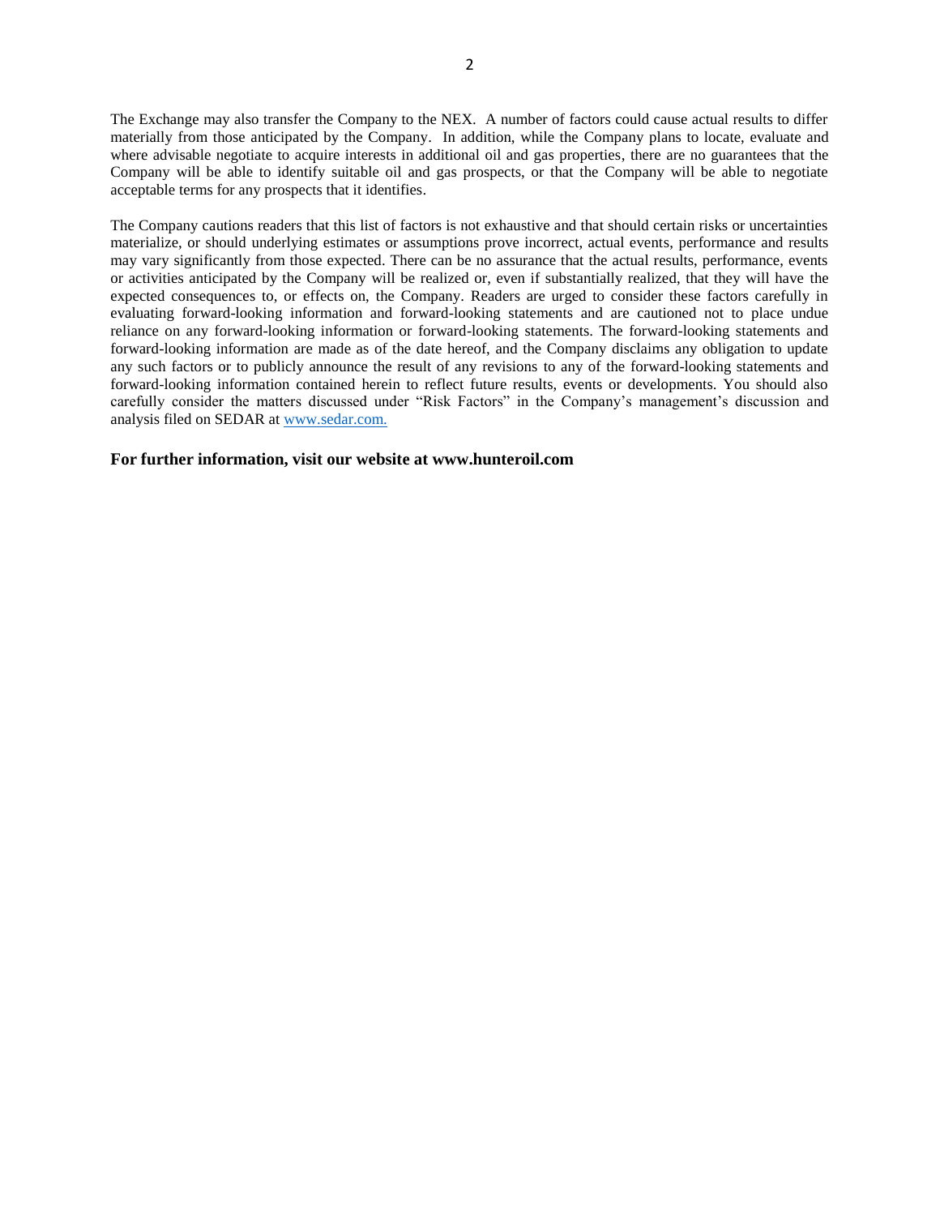The Exchange may also transfer the Company to the NEX. A number of factors could cause actual results to differ materially from those anticipated by the Company. In addition, while the Company plans to locate, evaluate and where advisable negotiate to acquire interests in additional oil and gas properties, there are no guarantees that the Company will be able to identify suitable oil and gas prospects, or that the Company will be able to negotiate acceptable terms for any prospects that it identifies.

The Company cautions readers that this list of factors is not exhaustive and that should certain risks or uncertainties materialize, or should underlying estimates or assumptions prove incorrect, actual events, performance and results may vary significantly from those expected. There can be no assurance that the actual results, performance, events or activities anticipated by the Company will be realized or, even if substantially realized, that they will have the expected consequences to, or effects on, the Company. Readers are urged to consider these factors carefully in evaluating forward-looking information and forward-looking statements and are cautioned not to place undue reliance on any forward-looking information or forward-looking statements. The forward-looking statements and forward-looking information are made as of the date hereof, and the Company disclaims any obligation to update any such factors or to publicly announce the result of any revisions to any of the forward-looking statements and forward-looking information contained herein to reflect future results, events or developments. You should also carefully consider the matters discussed under "Risk Factors" in the Company's management's discussion and analysis filed on SEDAR at www.sedar.com.

**For further information, visit our website at www.hunteroil.com**